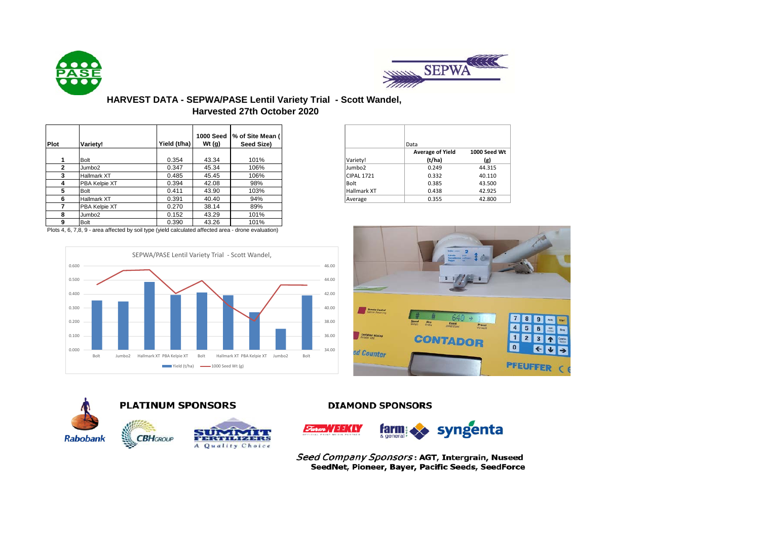## HARVEST DATA - SEPWA/PASE Lentil Variety Trial - Scott Wandel, Harvested 27th October 2020

| Plot | Variety! | Yield (t/ha) | 1000 Seed Wt (g) | % of Site Mean ( Seed Size) |
|---|---|---|---|---|
| 1 | Bolt | 0.354 | 43.34 | 101% |
| 2 | Jumbo2 | 0.347 | 45.34 | 106% |
| 3 | Hallmark XT | 0.485 | 45.45 | 106% |
| 4 | PBA Kelpie XT | 0.394 | 42.08 | 98% |
| 5 | Bolt | 0.411 | 43.90 | 103% |
| 6 | Hallmark XT | 0.391 | 40.40 | 94% |
| 7 | PBA Kelpie XT | 0.270 | 38.14 | 89% |
| 8 | Jumbo2 | 0.152 | 43.29 | 101% |
| 9 | Bolt | 0.390 | 43.26 | 101% |

Plots 4, 6, 7,8, 9 - area affected by soil type (yield calculated affected area - drone evaluation)

| Variety! | Data: Average of Yield (t/ha) | 1000 Seed Wt (g) |
|---|---|---|
| Jumbo2 | 0.249 | 44.315 |
| CIPAL 1721 | 0.332 | 40.110 |
| Bolt | 0.385 | 43.500 |
| Hallmark XT | 0.438 | 42.925 |
| Average | 0.355 | 42.800 |

SEPWA/PASE Lentil Variety Trial - Scott Wandel,

**PLATINUM SPONSORS**

**DIAMOND SPONSORS**

*Seed Company Sponsors*: **AGT, Intergrain, Nuseed SeedNet, Pioneer, Bayer, Pacific Seeds, SeedForce**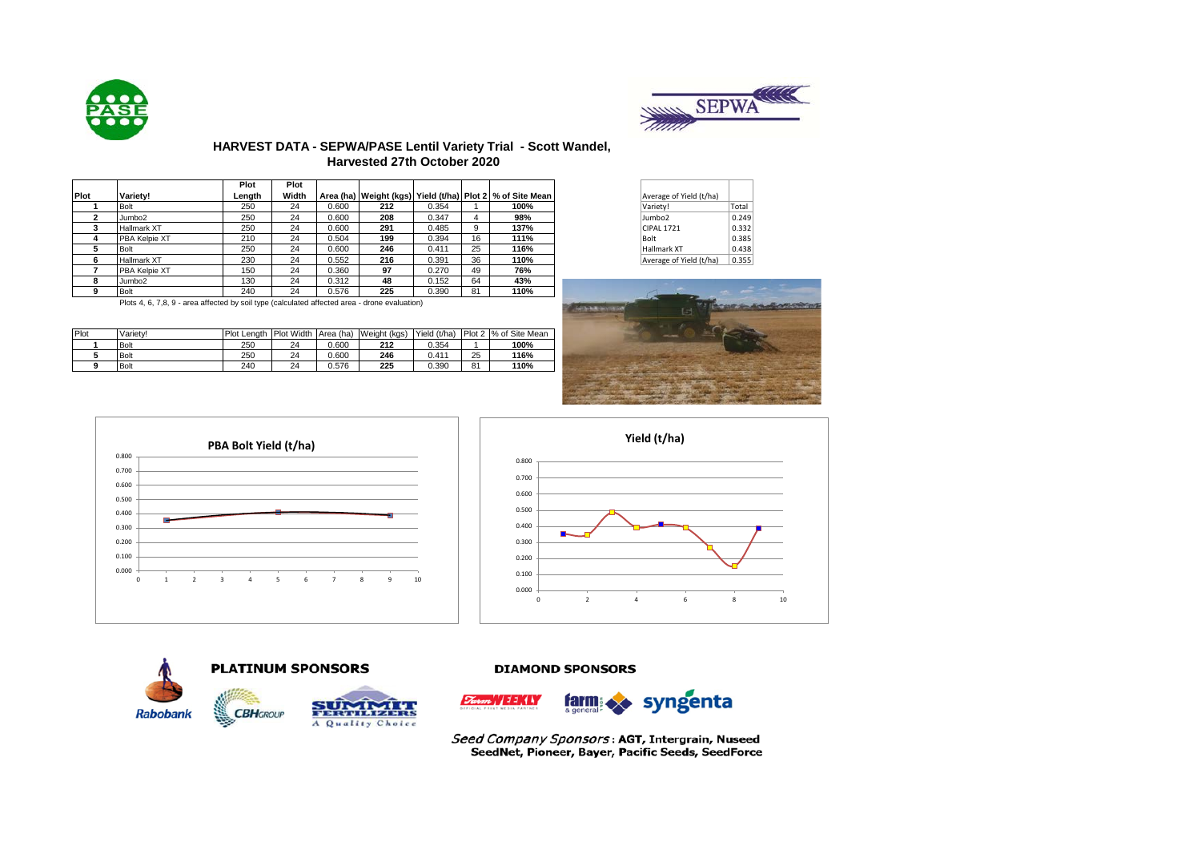## HARVEST DATA - SEPWA/PASE Lentil Variety Trial - Scott Wandel, Harvested 27th October 2020

| Plot | Variety! | Plot Length | Plot Width | Area (ha) | Weight (kgs) | Yield (t/ha) | Plot 2 | % of Site Mean |
|---|---|---|---|---|---|---|---|---|
| 1 | Bolt | 250 | 24 | 0.600 | **212** | 0.354 | 1 | **100%** |
| 2 | Jumbo2 | 250 | 24 | 0.600 | **208** | 0.347 | 4 | **98%** |
| 3 | Hallmark XT | 250 | 24 | 0.600 | **291** | 0.485 | 9 | **137%** |
| 4 | PBA Kelpie XT | 210 | 24 | 0.504 | **199** | 0.394 | 16 | **111%** |
| 5 | Bolt | 250 | 24 | 0.600 | **246** | 0.411 | 25 | **116%** |
| 6 | Hallmark XT | 230 | 24 | 0.552 | **216** | 0.391 | 36 | **110%** |
| 7 | PBA Kelpie XT | 150 | 24 | 0.360 | **97** | 0.270 | 49 | **76%** |
| 8 | Jumbo2 | 130 | 24 | 0.312 | **48** | 0.152 | 64 | **43%** |
| 9 | Bolt | 240 | 24 | 0.576 | **225** | 0.390 | 81 | **110%** |

Plots 4, 6, 7,8, 9 - area affected by soil type (calculated affected area - drone evaluation)

| Average of Yield (t/ha) | |
|---|---|
| Variety! | Total |
| Jumbo2 | 0.249 |
| CIPAL 1721 | 0.332 |
| Bolt | 0.385 |
| Hallmark XT | 0.438 |
| Average of Yield (t/ha) | 0.355 |

| Plot | Variety! | Plot Length | Plot Width | Area (ha) | Weight (kgs) | Yield (t/ha) | Plot 2 | % of Site Mean |
|---|---|---|---|---|---|---|---|---|
| 1 | Bolt | 250 | 24 | 0.600 | **212** | 0.354 | 1 | **100%** |
| 5 | Bolt | 250 | 24 | 0.600 | **246** | 0.411 | 25 | **116%** |
| 9 | Bolt | 240 | 24 | 0.576 | **225** | 0.390 | 81 | **110%** |

**PBA Bolt Yield (t/ha)**

**Yield (t/ha)**

**PLATINUM SPONSORS**

Rabobank, CBH Group, Summit Fertilizers – A Quality Choice

**DIAMOND SPONSORS**

Farm Weekly, farm & general, syngenta

*Seed Company Sponsors*: **AGT, Intergrain, Nuseed SeedNet, Pioneer, Bayer, Pacific Seeds, SeedForce**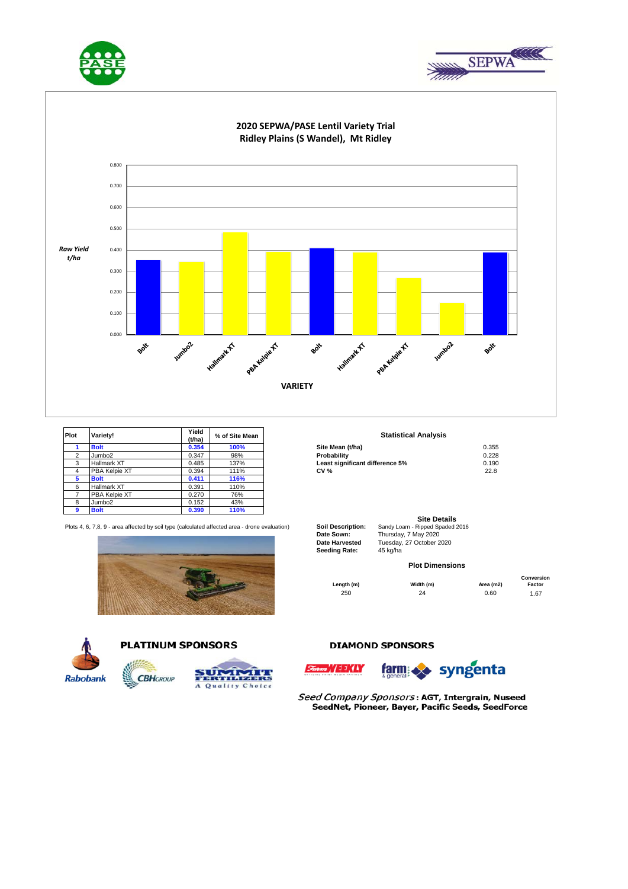# 2020 SEPWA/PASE Lentil Variety Trial
## Ridley Plains (S Wandel), Mt Ridley

*Raw Yield t/ha*

VARIETY

| Plot | Variety! | Yield (t/ha) | % of Site Mean |
|---|---|---|---|
| **1** | **Bolt** | **0.354** | **100%** |
| 2 | Jumbo2 | 0.347 | 98% |
| 3 | Hallmark XT | 0.485 | 137% |
| 4 | PBA Kelpie XT | 0.394 | 111% |
| **5** | **Bolt** | **0.411** | **116%** |
| 6 | Hallmark XT | 0.391 | 110% |
| 7 | PBA Kelpie XT | 0.270 | 76% |
| 8 | Jumbo2 | 0.152 | 43% |
| **9** | **Bolt** | **0.390** | **110%** |

Plots 4, 6, 7,8, 9 - area affected by soil type (calculated affected area - drone evaluation)

### Statistical Analysis

| | |
|---|---|
| **Site Mean (t/ha)** | 0.355 |
| **Probability** | 0.228 |
| **Least significant difference 5%** | 0.190 |
| **CV %** | 22.8 |

### Site Details

**Soil Description:** Sandy Loam - Ripped Spaded 2016
**Date Sown:** Thursday, 7 May 2020
**Date Harvested** Tuesday, 27 October 2020
**Seeding Rate:** 45 kg/ha

### Plot Dimensions

| Length (m) | Width (m) | Area (m2) | Conversion Factor |
|---|---|---|---|
| 250 | 24 | 0.60 | 1.67 |

**PLATINUM SPONSORS**

Rabobank, CBH Group, Summit Fertilizers - A Quality Choice

**DIAMOND SPONSORS**

Farm Weekly, farm & general, syngenta

*Seed Company Sponsors*: AGT, Intergrain, Nuseed SeedNet, Pioneer, Bayer, Pacific Seeds, SeedForce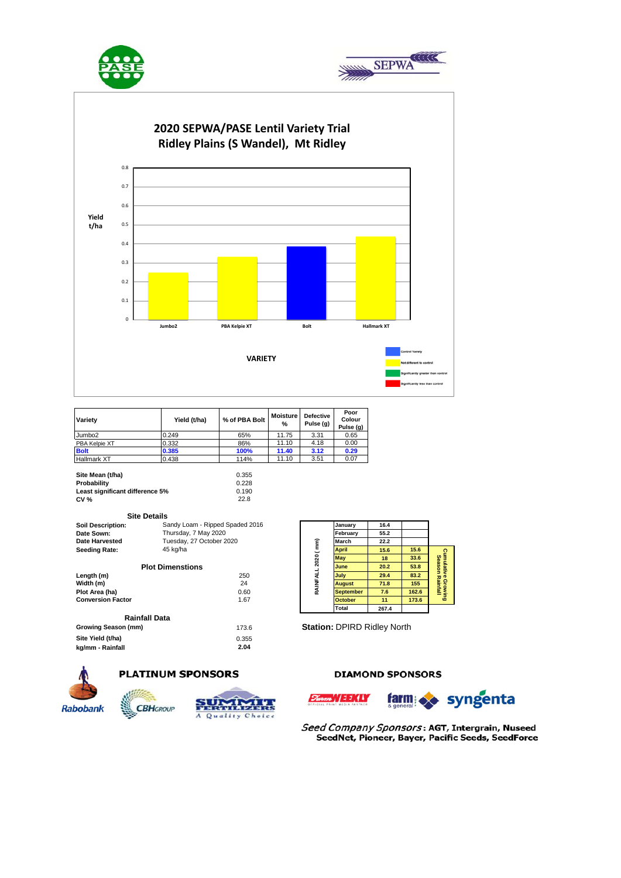# 2020 SEPWA/PASE Lentil Variety Trial
## Ridley Plains (S Wandel), Mt Ridley

Yield t/ha

0.8
0.7
0.6
0.5
0.4
0.3
0.2
0.1
0

Jumbo2
PBA Kelpie XT
Bolt
Hallmark XT

VARIETY

Control Variety
Not different to control
Significantly greater than control
Significantly less than control

| Variety | Yield (t/ha) | % of PBA Bolt | Moisture % | Defective Pulse (g) | Poor Colour Pulse (g) |
|---|---|---|---|---|---|
| Jumbo2 | 0.249 | 65% | 11.75 | 3.31 | 0.65 |
| PBA Kelpie XT | 0.332 | 86% | 11.10 | 4.18 | 0.00 |
| **Bolt** | **0.385** | **100%** | **11.40** | **3.12** | **0.29** |
| Hallmark XT | 0.438 | 114% | 11.10 | 3.51 | 0.07 |

| | |
|---|---|
| **Site Mean (t/ha)** | 0.355 |
| **Probability** | 0.228 |
| **Least significant difference 5%** | 0.190 |
| **CV %** | 22.8 |

### Site Details

| | |
|---|---|
| **Soil Description:** | Sandy Loam - Ripped Spaded 2016 |
| **Date Sown:** | Thursday, 7 May 2020 |
| **Date Harvested** | Tuesday, 27 October 2020 |
| **Seeding Rate:** | 45 kg/ha |

### Plot Dimenstions

| | |
|---|---|
| **Length (m)** | 250 |
| **Width (m)** | 24 |
| **Plot Area (ha)** | 0.60 |
| **Conversion Factor** | 1.67 |

### Rainfall Data

| | |
|---|---|
| **Growing Season (mm)** | 173.6 |
| **Site Yield (t/ha)** | 0.355 |
| **kg/mm - Rainfall** | **2.04** |

RAINFALL 2020 ( mm)

| Month | Rainfall | Cumulative Growing Season Rainfall |
|---|---|---|
| January | 16.4 | |
| February | 55.2 | |
| March | 22.2 | |
| April | 15.6 | 15.6 |
| May | 18 | 33.6 |
| June | 20.2 | 53.8 |
| July | 29.4 | 83.2 |
| August | 71.8 | 155 |
| September | 7.6 | 162.6 |
| October | 11 | 173.6 |
| Total | 267.4 | |

**Station:** DPIRD Ridley North

**PLATINUM SPONSORS**

Rabobank, CBH Group, Summit Fertilizers – A Quality Choice

**DIAMOND SPONSORS**

Farm Weekly, farm & general, syngenta

*Seed Company Sponsors*: **AGT, Intergrain, Nuseed SeedNet, Pioneer, Bayer, Pacific Seeds, SeedForce**